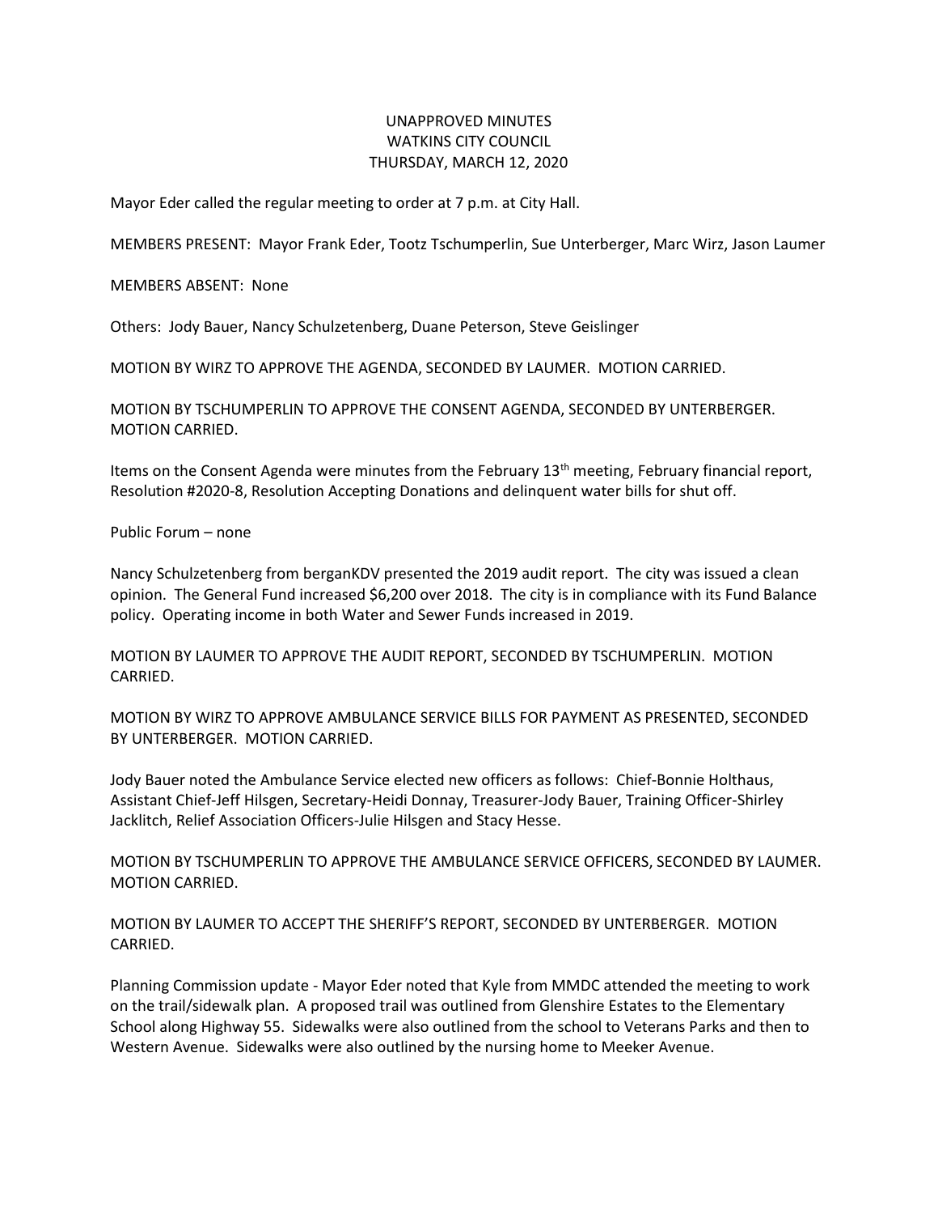# UNAPPROVED MINUTES
# WATKINS CITY COUNCIL
# THURSDAY, MARCH 12, 2020

Mayor Eder called the regular meeting to order at 7 p.m. at City Hall.

MEMBERS PRESENT: Mayor Frank Eder, Tootz Tschumperlin, Sue Unterberger, Marc Wirz, Jason Laumer

MEMBERS ABSENT: None

Others: Jody Bauer, Nancy Schulzetenberg, Duane Peterson, Steve Geislinger

MOTION BY WIRZ TO APPROVE THE AGENDA, SECONDED BY LAUMER. MOTION CARRIED.

MOTION BY TSCHUMPERLIN TO APPROVE THE CONSENT AGENDA, SECONDED BY UNTERBERGER. MOTION CARRIED.

Items on the Consent Agenda were minutes from the February 13th meeting, February financial report, Resolution #2020-8, Resolution Accepting Donations and delinquent water bills for shut off.

Public Forum – none

Nancy Schulzetenberg from berganKDV presented the 2019 audit report. The city was issued a clean opinion. The General Fund increased $6,200 over 2018. The city is in compliance with its Fund Balance policy. Operating income in both Water and Sewer Funds increased in 2019.

MOTION BY LAUMER TO APPROVE THE AUDIT REPORT, SECONDED BY TSCHUMPERLIN. MOTION CARRIED.

MOTION BY WIRZ TO APPROVE AMBULANCE SERVICE BILLS FOR PAYMENT AS PRESENTED, SECONDED BY UNTERBERGER. MOTION CARRIED.

Jody Bauer noted the Ambulance Service elected new officers as follows: Chief-Bonnie Holthaus, Assistant Chief-Jeff Hilsgen, Secretary-Heidi Donnay, Treasurer-Jody Bauer, Training Officer-Shirley Jacklitch, Relief Association Officers-Julie Hilsgen and Stacy Hesse.

MOTION BY TSCHUMPERLIN TO APPROVE THE AMBULANCE SERVICE OFFICERS, SECONDED BY LAUMER. MOTION CARRIED.

MOTION BY LAUMER TO ACCEPT THE SHERIFF'S REPORT, SECONDED BY UNTERBERGER. MOTION CARRIED.

Planning Commission update - Mayor Eder noted that Kyle from MMDC attended the meeting to work on the trail/sidewalk plan. A proposed trail was outlined from Glenshire Estates to the Elementary School along Highway 55. Sidewalks were also outlined from the school to Veterans Parks and then to Western Avenue. Sidewalks were also outlined by the nursing home to Meeker Avenue.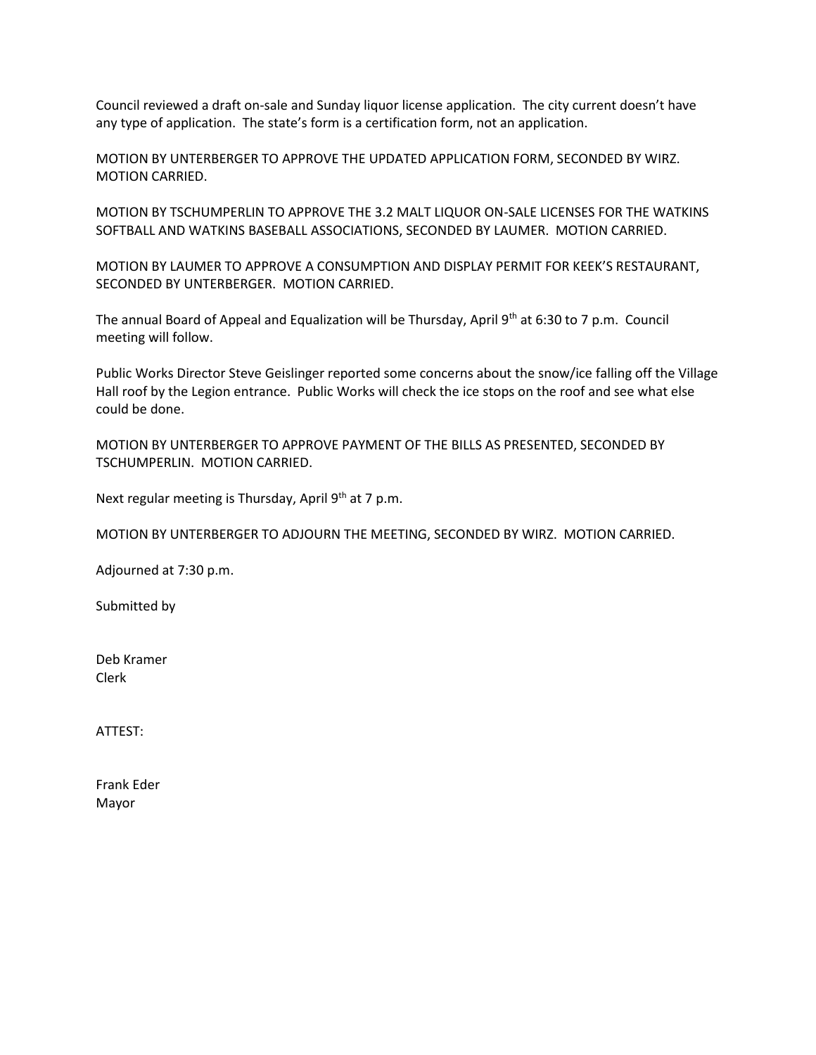Council reviewed a draft on-sale and Sunday liquor license application. The city current doesn't have any type of application. The state's form is a certification form, not an application.

MOTION BY UNTERBERGER TO APPROVE THE UPDATED APPLICATION FORM, SECONDED BY WIRZ. MOTION CARRIED.

MOTION BY TSCHUMPERLIN TO APPROVE THE 3.2 MALT LIQUOR ON-SALE LICENSES FOR THE WATKINS SOFTBALL AND WATKINS BASEBALL ASSOCIATIONS, SECONDED BY LAUMER. MOTION CARRIED.

MOTION BY LAUMER TO APPROVE A CONSUMPTION AND DISPLAY PERMIT FOR KEEK'S RESTAURANT, SECONDED BY UNTERBERGER. MOTION CARRIED.

The annual Board of Appeal and Equalization will be Thursday, April 9th at 6:30 to 7 p.m. Council meeting will follow.

Public Works Director Steve Geislinger reported some concerns about the snow/ice falling off the Village Hall roof by the Legion entrance. Public Works will check the ice stops on the roof and see what else could be done.

MOTION BY UNTERBERGER TO APPROVE PAYMENT OF THE BILLS AS PRESENTED, SECONDED BY TSCHUMPERLIN. MOTION CARRIED.

Next regular meeting is Thursday, April 9th at 7 p.m.

MOTION BY UNTERBERGER TO ADJOURN THE MEETING, SECONDED BY WIRZ. MOTION CARRIED.

Adjourned at 7:30 p.m.

Submitted by

Deb Kramer
Clerk

ATTEST:

Frank Eder
Mayor